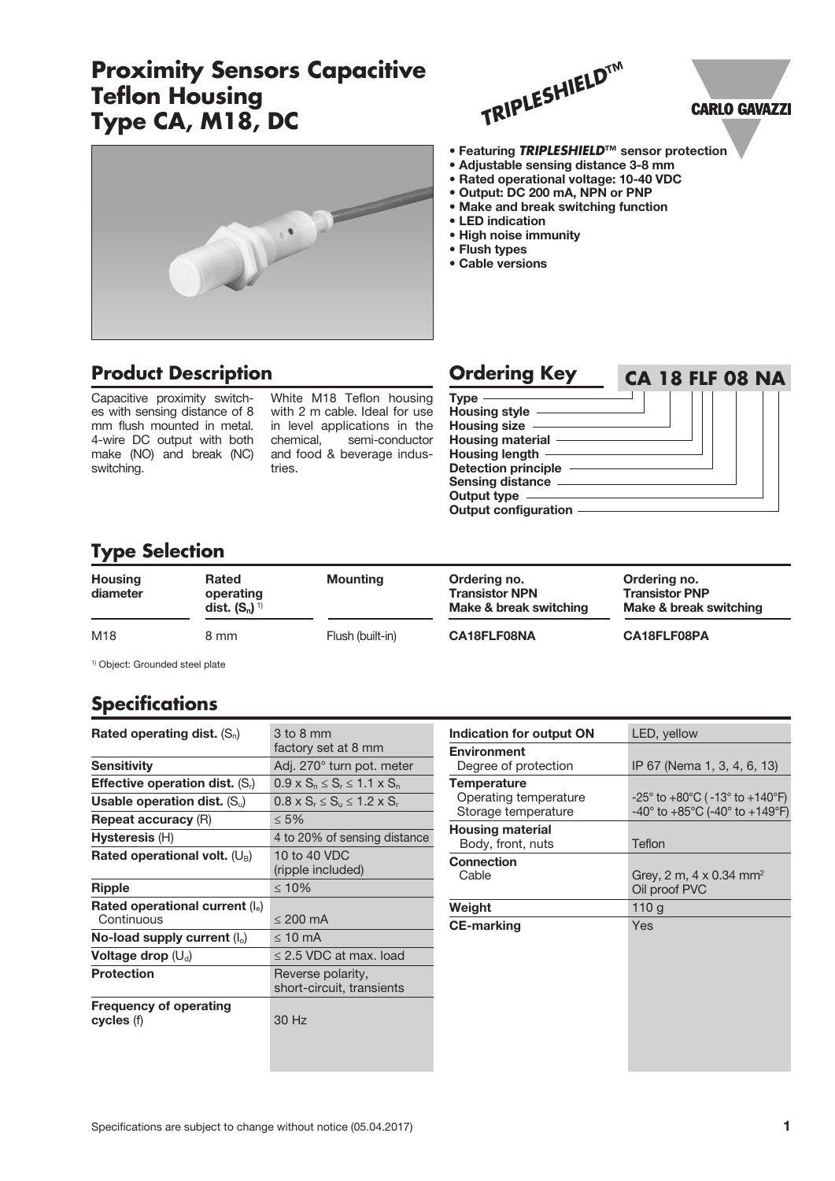# Proximity Sensors Capacitive Teflon Housing Type CA, M18, DC

TRIPLESHIELD™

CARLO GAVAZZI

- Featuring ***TRIPLESHIELD***™ sensor protection
- Adjustable sensing distance 3-8 mm
- Rated operational voltage: 10-40 VDC
- Output: DC 200 mA, NPN or PNP
- Make and break switching function
- LED indication
- High noise immunity
- Flush types
- Cable versions

## Product Description

Capacitive proximity switches with sensing distance of 8 mm flush mounted in metal. 4-wire DC output with both make (NO) and break (NC) switching.

White M18 Teflon housing with 2 m cable. Ideal for use in level applications in the chemical, semi-conductor and food & beverage industries.

## Ordering Key

**CA 18 FLF 08 NA**

- Type
- Housing style
- Housing size
- Housing material
- Housing length
- Detection principle
- Sensing distance
- Output type
- Output configuration

## Type Selection

| Housing diameter | Rated operating dist. ($S_n$) [1] | Mounting | Ordering no. Transistor NPN Make & break switching | Ordering no. Transistor PNP Make & break switching |
|---|---|---|---|---|
| M18 | 8 mm | Flush (built-in) | **CA18FLF08NA** | **CA18FLF08PA** |

[1] Object: Grounded steel plate

## Specifications

| | |
|---|---|
| **Rated operating dist.** ($S_n$) | 3 to 8 mm<br>factory set at 8 mm |
| **Sensitivity** | Adj. 270° turn pot. meter |
| **Effective operation dist.** ($S_r$) | $0.9 \times S_n \leq S_r \leq 1.1 \times S_n$ |
| **Usable operation dist.** ($S_u$) | $0.8 \times S_r \leq S_u \leq 1.2 \times S_r$ |
| **Repeat accuracy** (R) | ≤ 5% |
| **Hysteresis** (H) | 4 to 20% of sensing distance |
| **Rated operational volt.** ($U_B$) | 10 to 40 VDC<br>(ripple included) |
| **Ripple** | ≤ 10% |
| **Rated operational current** ($I_e$)<br>Continuous | ≤ 200 mA |
| **No-load supply current** ($I_o$) | ≤ 10 mA |
| **Voltage drop** ($U_d$) | ≤ 2.5 VDC at max. load |
| **Protection** | Reverse polarity,<br>short-circuit, transients |
| **Frequency of operating cycles** (f) | 30 Hz |

| | |
|---|---|
| **Indication for output ON** | LED, yellow |
| **Environment**<br>Degree of protection | IP 67 (Nema 1, 3, 4, 6, 13) |
| **Temperature**<br>Operating temperature<br>Storage temperature | -25° to +80°C ( -13° to +140°F)<br>-40° to +85°C (-40° to +149°F) |
| **Housing material**<br>Body, front, nuts | Teflon |
| **Connection**<br>Cable | Grey, 2 m, 4 x 0.34 $mm^2$<br>Oil proof PVC |
| **Weight** | 110 g |
| **CE-marking** | Yes |

Specifications are subject to change without notice (05.04.2017)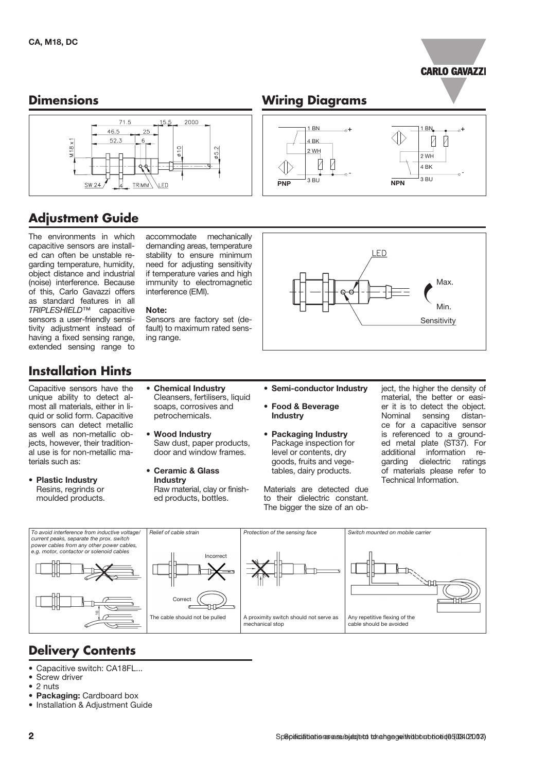## Dimensions

71.5
46.5
52.3
25
6
15.5
2000
M18 x 1
ø10
ø5.2
SW 24
4
TRIMM
LED

## Wiring Diagrams

1 BN
4 BK
2 WH
3 BU
+
-
PNP

1 BN
2 WH
4 BK
3 BU
+
-
NPN

## Adjustment Guide

The environments in which capacitive sensors are installed can often be unstable regarding temperature, humidity, object distance and industrial (noise) interference. Because of this, Carlo Gavazzi offers as standard features in all *TRIPLESHIELD*™ capacitive sensors a user-friendly sensitivity adjustment instead of having a fixed sensing range, extended sensing range to accommodate mechanically demanding areas, temperature stability to ensure minimum need for adjusting sensitivity if temperature varies and high immunity to electromagnetic interference (EMI).

**Note:**
Sensors are factory set (default) to maximum rated sensing range.

LED
Max.
Min.
Sensitivity

## Installation Hints

Capacitive sensors have the unique ability to detect almost all materials, either in liquid or solid form. Capacitive sensors can detect metallic as well as non-metallic objects, however, their traditional use is for non-metallic materials such as:

- **Plastic Industry**
  Resins, regrinds or moulded products.
- **Chemical Industry**
  Cleansers, fertilisers, liquid soaps, corrosives and petrochemicals.
- **Wood Industry**
  Saw dust, paper products, door and window frames.
- **Ceramic & Glass Industry**
  Raw material, clay or finished products, bottles.
- **Semi-conductor Industry**
- **Food & Beverage Industry**
- **Packaging Industry**
  Package inspection for level or contents, dry goods, fruits and vegetables, dairy products.

Materials are detected due to their dielectric constant. The bigger the size of an object, the higher the density of material, the better or easier it is to detect the object. Nominal sensing distance for a capacitive sensor is referenced to a grounded metal plate (ST37). For additional information regarding dielectric ratings of materials please refer to Technical Information.

*To avoid interference from inductive voltage/ current peaks, separate the prox. switch power cables from any other power cables, e.g. motor, contactor or solenoid cables*

10

*Relief of cable strain*

Incorrect

Correct

The cable should not be pulled

*Protection of the sensing face*

A proximity switch should not serve as mechanical stop

*Switch mounted on mobile carrier*

Any repetitive flexing of the cable should be avoided

## Delivery Contents

- Capacitive switch: CA18FL...
- Screw driver
- 2 nuts
- **Packaging:** Cardboard box
- Installation & Adjustment Guide